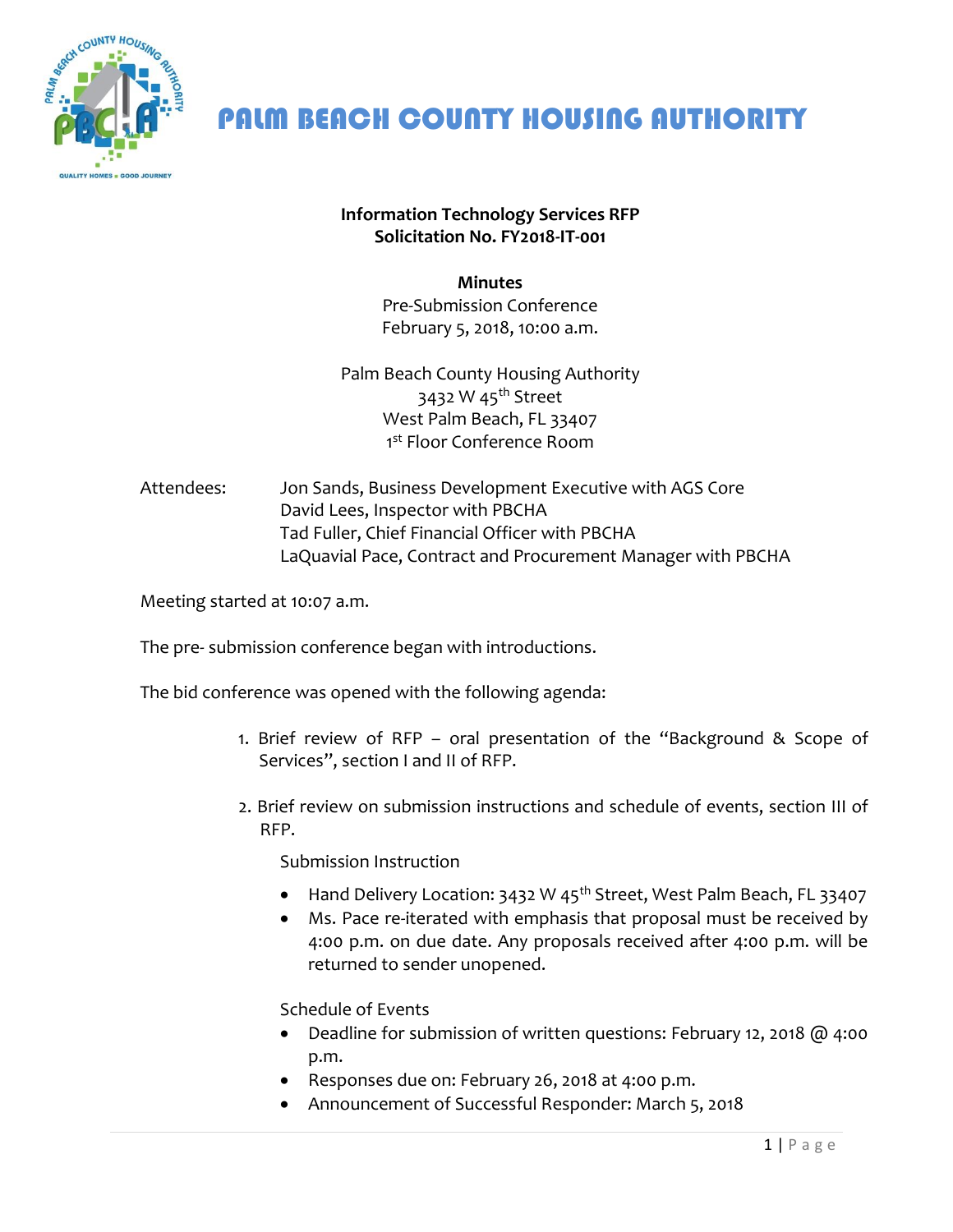# PALM BEACH COUNTY HOUSING AUTHORITY

**Information Technology Services RFP**
**Solicitation No. FY2018-IT-001**

**Minutes**
Pre-Submission Conference
February 5, 2018, 10:00 a.m.

Palm Beach County Housing Authority
3432 W 45th Street
West Palm Beach, FL 33407
1st Floor Conference Room

Attendees:
- Jon Sands, Business Development Executive with AGS Core
- David Lees, Inspector with PBCHA
- Tad Fuller, Chief Financial Officer with PBCHA
- LaQuavial Pace, Contract and Procurement Manager with PBCHA

Meeting started at 10:07 a.m.

The pre- submission conference began with introductions.

The bid conference was opened with the following agenda:

1. Brief review of RFP – oral presentation of the "Background & Scope of Services", section I and II of RFP.

2. Brief review on submission instructions and schedule of events, section III of RFP.

   Submission Instruction

   - Hand Delivery Location: 3432 W 45th Street, West Palm Beach, FL 33407
   - Ms. Pace re-iterated with emphasis that proposal must be received by 4:00 p.m. on due date. Any proposals received after 4:00 p.m. will be returned to sender unopened.

   Schedule of Events

   - Deadline for submission of written questions: February 12, 2018 @ 4:00 p.m.
   - Responses due on: February 26, 2018 at 4:00 p.m.
   - Announcement of Successful Responder: March 5, 2018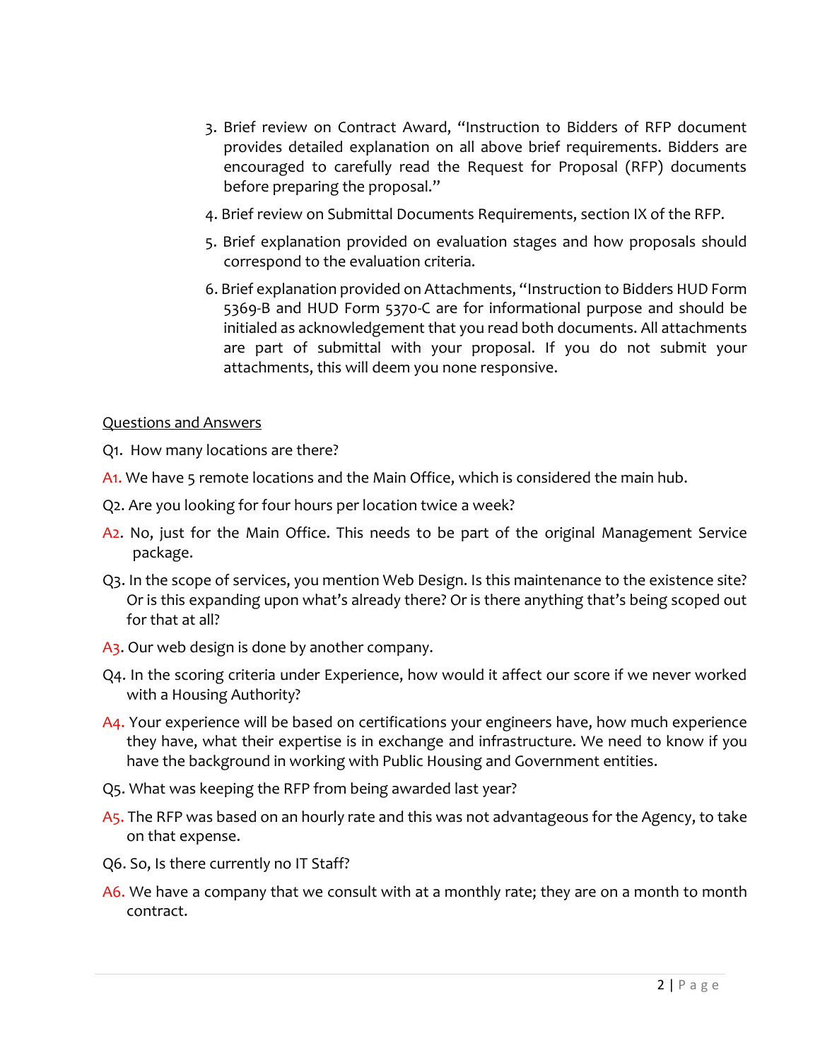3. Brief review on Contract Award, "Instruction to Bidders of RFP document provides detailed explanation on all above brief requirements. Bidders are encouraged to carefully read the Request for Proposal (RFP) documents before preparing the proposal."
4. Brief review on Submittal Documents Requirements, section IX of the RFP.
5. Brief explanation provided on evaluation stages and how proposals should correspond to the evaluation criteria.
6. Brief explanation provided on Attachments, "Instruction to Bidders HUD Form 5369-B and HUD Form 5370-C are for informational purpose and should be initialed as acknowledgement that you read both documents. All attachments are part of submittal with your proposal. If you do not submit your attachments, this will deem you none responsive.

<u>Questions and Answers</u>

Q1. How many locations are there?

A1. We have 5 remote locations and the Main Office, which is considered the main hub.

Q2. Are you looking for four hours per location twice a week?

A2. No, just for the Main Office. This needs to be part of the original Management Service package.

Q3. In the scope of services, you mention Web Design. Is this maintenance to the existence site? Or is this expanding upon what's already there? Or is there anything that's being scoped out for that at all?

A3. Our web design is done by another company.

Q4. In the scoring criteria under Experience, how would it affect our score if we never worked with a Housing Authority?

A4. Your experience will be based on certifications your engineers have, how much experience they have, what their expertise is in exchange and infrastructure. We need to know if you have the background in working with Public Housing and Government entities.

Q5. What was keeping the RFP from being awarded last year?

A5. The RFP was based on an hourly rate and this was not advantageous for the Agency, to take on that expense.

Q6. So, Is there currently no IT Staff?

A6. We have a company that we consult with at a monthly rate; they are on a month to month contract.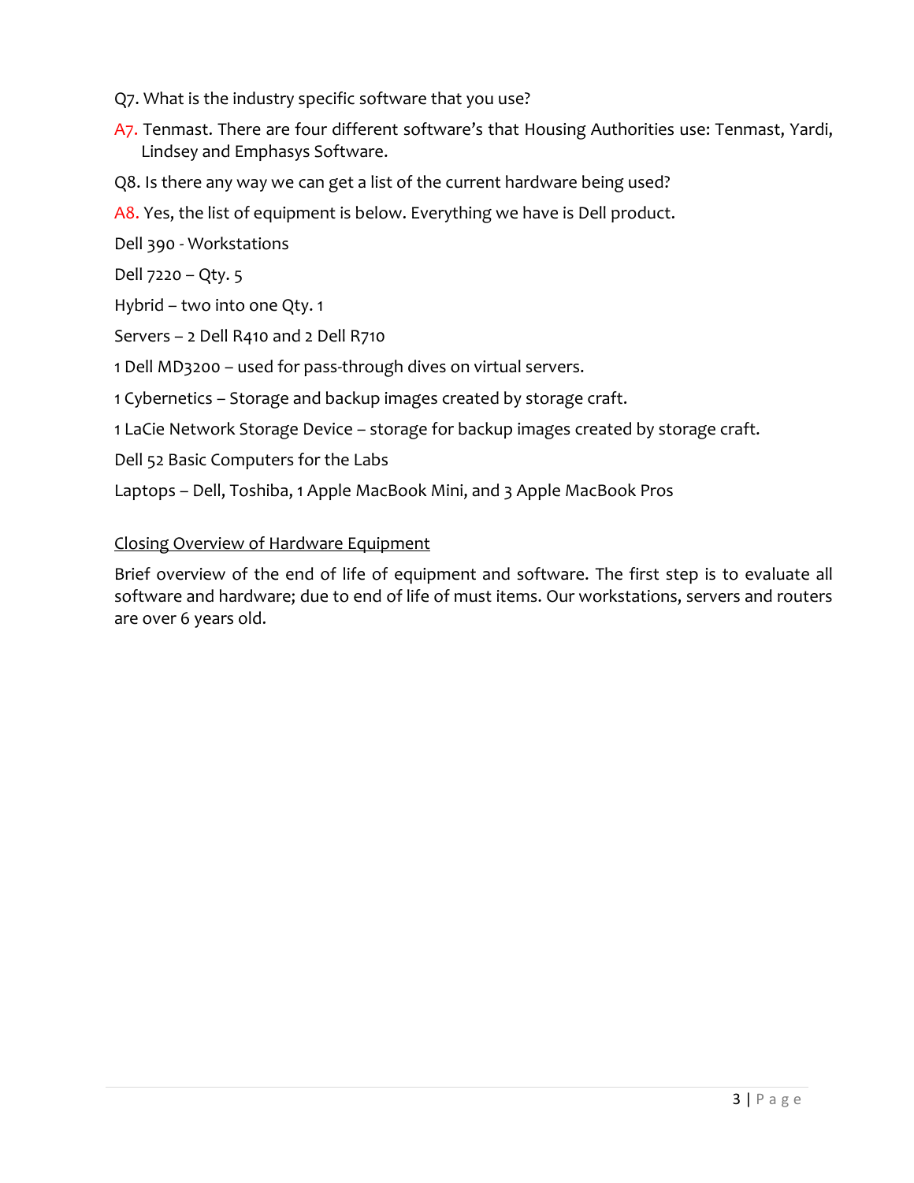Q7. What is the industry specific software that you use?

A7. Tenmast. There are four different software's that Housing Authorities use: Tenmast, Yardi, Lindsey and Emphasys Software.

Q8. Is there any way we can get a list of the current hardware being used?

A8. Yes, the list of equipment is below. Everything we have is Dell product.

Dell 390 - Workstations

Dell 7220 – Qty. 5

Hybrid – two into one Qty. 1

Servers – 2 Dell R410 and 2 Dell R710

1 Dell MD3200 – used for pass-through dives on virtual servers.

1 Cybernetics – Storage and backup images created by storage craft.

1 LaCie Network Storage Device – storage for backup images created by storage craft.

Dell 52 Basic Computers for the Labs

Laptops – Dell, Toshiba, 1 Apple MacBook Mini, and 3 Apple MacBook Pros

Closing Overview of Hardware Equipment

Brief overview of the end of life of equipment and software. The first step is to evaluate all software and hardware; due to end of life of must items. Our workstations, servers and routers are over 6 years old.